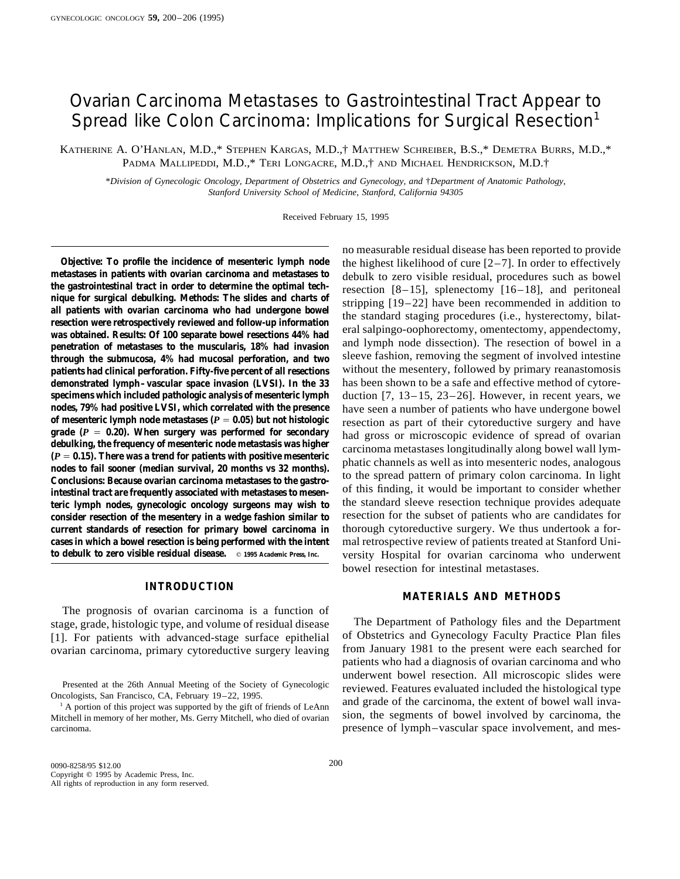# Ovarian Carcinoma Metastases to Gastrointestinal Tract Appear to Spread like Colon Carcinoma: Implications for Surgical Resection[1]

Katherine A. O'Hanlan, M.D.,* Stephen Kargas, M.D.,† Matthew Schreiber, B.S.,* Demetra Burrs, M.D.,* Padma Mallipeddi, M.D.,* Teri Longacre, M.D.,† and Michael Hendrickson, M.D.†

*Division of Gynecologic Oncology, Department of Obstetrics and Gynecology, and †Department of Anatomic Pathology, Stanford University School of Medicine, Stanford, California 94305

Received February 15, 1995

**Objective: To profile the incidence of mesenteric lymph node metastases in patients with ovarian carcinoma and metastases to the gastrointestinal tract in order to determine the optimal technique for surgical debulking. Methods: The slides and charts of all patients with ovarian carcinoma who had undergone bowel resection were retrospectively reviewed and follow-up information was obtained. Results: Of 100 separate bowel resections 44% had penetration of metastases to the muscularis, 18% had invasion through the submucosa, 4% had mucosal perforation, and two patients had clinical perforation. Fifty-five percent of all resections demonstrated lymph–vascular space invasion (LVSI). In the 33 specimens which included pathologic analysis of mesenteric lymph nodes, 79% had positive LVSI, which correlated with the presence of mesenteric lymph node metastases ($P = 0.05$) but not histologic grade ($P = 0.20$). When surgery was performed for secondary debulking, the frequency of mesenteric node metastasis was higher ($P = 0.15$). There was a trend for patients with positive mesenteric nodes to fail sooner (median survival, 20 months vs 32 months). Conclusions: Because ovarian carcinoma metastases to the gastrointestinal tract are frequently associated with metastases to mesenteric lymph nodes, gynecologic oncology surgeons may wish to consider resection of the mesentery in a wedge fashion similar to current standards of resection for primary bowel carcinoma in cases in which a bowel resection is being performed with the intent to debulk to zero visible residual disease.** © 1995 Academic Press, Inc.

## INTRODUCTION

The prognosis of ovarian carcinoma is a function of stage, grade, histologic type, and volume of residual disease [1]. For patients with advanced-stage surface epithelial ovarian carcinoma, primary cytoreductive surgery leaving no measurable residual disease has been reported to provide the highest likelihood of cure [2–7]. In order to effectively debulk to zero visible residual, procedures such as bowel resection [8–15], splenectomy [16–18], and peritoneal stripping [19–22] have been recommended in addition to the standard staging procedures (i.e., hysterectomy, bilateral salpingo-oophorectomy, omentectomy, appendectomy, and lymph node dissection). The resection of bowel in a sleeve fashion, removing the segment of involved intestine without the mesentery, followed by primary reanastomosis has been shown to be a safe and effective method of cytoreduction [7, 13–15, 23–26]. However, in recent years, we have seen a number of patients who have undergone bowel resection as part of their cytoreductive surgery and have had gross or microscopic evidence of spread of ovarian carcinoma metastases longitudinally along bowel wall lymphatic channels as well as into mesenteric nodes, analogous to the spread pattern of primary colon carcinoma. In light of this finding, it would be important to consider whether the standard sleeve resection technique provides adequate resection for the subset of patients who are candidates for thorough cytoreductive surgery. We thus undertook a formal retrospective review of patients treated at Stanford University Hospital for ovarian carcinoma who underwent bowel resection for intestinal metastases.

## MATERIALS AND METHODS

The Department of Pathology files and the Department of Obstetrics and Gynecology Faculty Practice Plan files from January 1981 to the present were each searched for patients who had a diagnosis of ovarian carcinoma and who underwent bowel resection. All microscopic slides were reviewed. Features evaluated included the histological type and grade of the carcinoma, the extent of bowel wall invasion, the segments of bowel involved by carcinoma, the presence of lymph–vascular space involvement, and mes-

Presented at the 26th Annual Meeting of the Society of Gynecologic Oncologists, San Francisco, CA, February 19–22, 1995.

[1] A portion of this project was supported by the gift of friends of LeAnn Mitchell in memory of her mother, Ms. Gerry Mitchell, who died of ovarian carcinoma.

0090-8258/95 $12.00
Copyright © 1995 by Academic Press, Inc.
All rights of reproduction in any form reserved.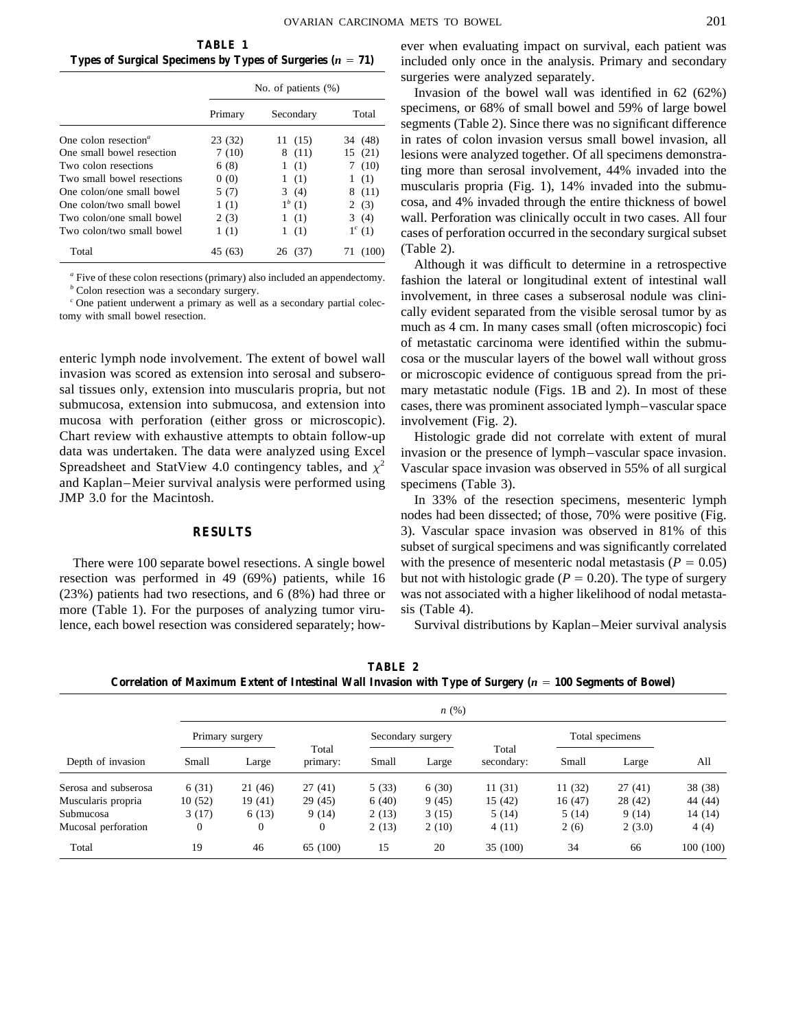**TABLE 1**
**Types of Surgical Specimens by Types of Surgeries ($n$ = 71)**

| | No. of patients (%) | | |
|---|---|---|---|
| | Primary | Secondary | Total |
| One colon resection[a] | 23 (32) | 11 (15) | 34 (48) |
| One small bowel resection | 7 (10) | 8 (11) | 15 (21) |
| Two colon resections | 6 (8) | 1 (1) | 7 (10) |
| Two small bowel resections | 0 (0) | 1 (1) | 1 (1) |
| One colon/one small bowel | 5 (7) | 3 (4) | 8 (11) |
| One colon/two small bowel | 1 (1) | 1[b] (1) | 2 (3) |
| Two colon/one small bowel | 2 (3) | 1 (1) | 3 (4) |
| Two colon/two small bowel | 1 (1) | 1 (1) | 1[c] (1) |
| Total | 45 (63) | 26 (37) | 71 (100) |

[a] Five of these colon resections (primary) also included an appendectomy.
[b] Colon resection was a secondary surgery.
[c] One patient underwent a primary as well as a secondary partial colectomy with small bowel resection.

enteric lymph node involvement. The extent of bowel wall invasion was scored as extension into serosal and subserosal tissues only, extension into muscularis propria, but not submucosa, extension into submucosa, and extension into mucosa with perforation (either gross or microscopic). Chart review with exhaustive attempts to obtain follow-up data was undertaken. The data were analyzed using Excel Spreadsheet and StatView 4.0 contingency tables, and $\chi^2$ and Kaplan–Meier survival analysis were performed using JMP 3.0 for the Macintosh.

## RESULTS

There were 100 separate bowel resections. A single bowel resection was performed in 49 (69%) patients, while 16 (23%) patients had two resections, and 6 (8%) had three or more (Table 1). For the purposes of analyzing tumor virulence, each bowel resection was considered separately; however when evaluating impact on survival, each patient was included only once in the analysis. Primary and secondary surgeries were analyzed separately.

Invasion of the bowel wall was identified in 62 (62%) specimens, or 68% of small bowel and 59% of large bowel segments (Table 2). Since there was no significant difference in rates of colon invasion versus small bowel invasion, all lesions were analyzed together. Of all specimens demonstrating more than serosal involvement, 44% invaded into the muscularis propria (Fig. 1), 14% invaded into the submucosa, and 4% invaded through the entire thickness of bowel wall. Perforation was clinically occult in two cases. All four cases of perforation occurred in the secondary surgical subset (Table 2).

Although it was difficult to determine in a retrospective fashion the lateral or longitudinal extent of intestinal wall involvement, in three cases a subserosal nodule was clinically evident separated from the visible serosal tumor by as much as 4 cm. In many cases small (often microscopic) foci of metastatic carcinoma were identified within the submucosa or the muscular layers of the bowel wall without gross or microscopic evidence of contiguous spread from the primary metastatic nodule (Figs. 1B and 2). In most of these cases, there was prominent associated lymph–vascular space involvement (Fig. 2).

Histologic grade did not correlate with extent of mural invasion or the presence of lymph–vascular space invasion. Vascular space invasion was observed in 55% of all surgical specimens (Table 3).

In 33% of the resection specimens, mesenteric lymph nodes had been dissected; of those, 70% were positive (Fig. 3). Vascular space invasion was observed in 81% of this subset of surgical specimens and was significantly correlated with the presence of mesenteric nodal metastasis ($P = 0.05$) but not with histologic grade ($P = 0.20$). The type of surgery was not associated with a higher likelihood of nodal metastasis (Table 4).

Survival distributions by Kaplan–Meier survival analysis

**TABLE 2**
**Correlation of Maximum Extent of Intestinal Wall Invasion with Type of Surgery ($n$ = 100 Segments of Bowel)**

| | $n$ (%) | | | | | | | | |
|---|---|---|---|---|---|---|---|---|---|
| | Primary surgery | | | Secondary surgery | | | Total specimens | | |
| Depth of invasion | Small | Large | Total primary: | Small | Large | Total secondary: | Small | Large | All |
| Serosa and subserosa | 6 (31) | 21 (46) | 27 (41) | 5 (33) | 6 (30) | 11 (31) | 11 (32) | 27 (41) | 38 (38) |
| Muscularis propria | 10 (52) | 19 (41) | 29 (45) | 6 (40) | 9 (45) | 15 (42) | 16 (47) | 28 (42) | 44 (44) |
| Submucosa | 3 (17) | 6 (13) | 9 (14) | 2 (13) | 3 (15) | 5 (14) | 5 (14) | 9 (14) | 14 (14) |
| Mucosal perforation | 0 | 0 | 0 | 2 (13) | 2 (10) | 4 (11) | 2 (6) | 2 (3.0) | 4 (4) |
| Total | 19 | 46 | 65 (100) | 15 | 20 | 35 (100) | 34 | 66 | 100 (100) |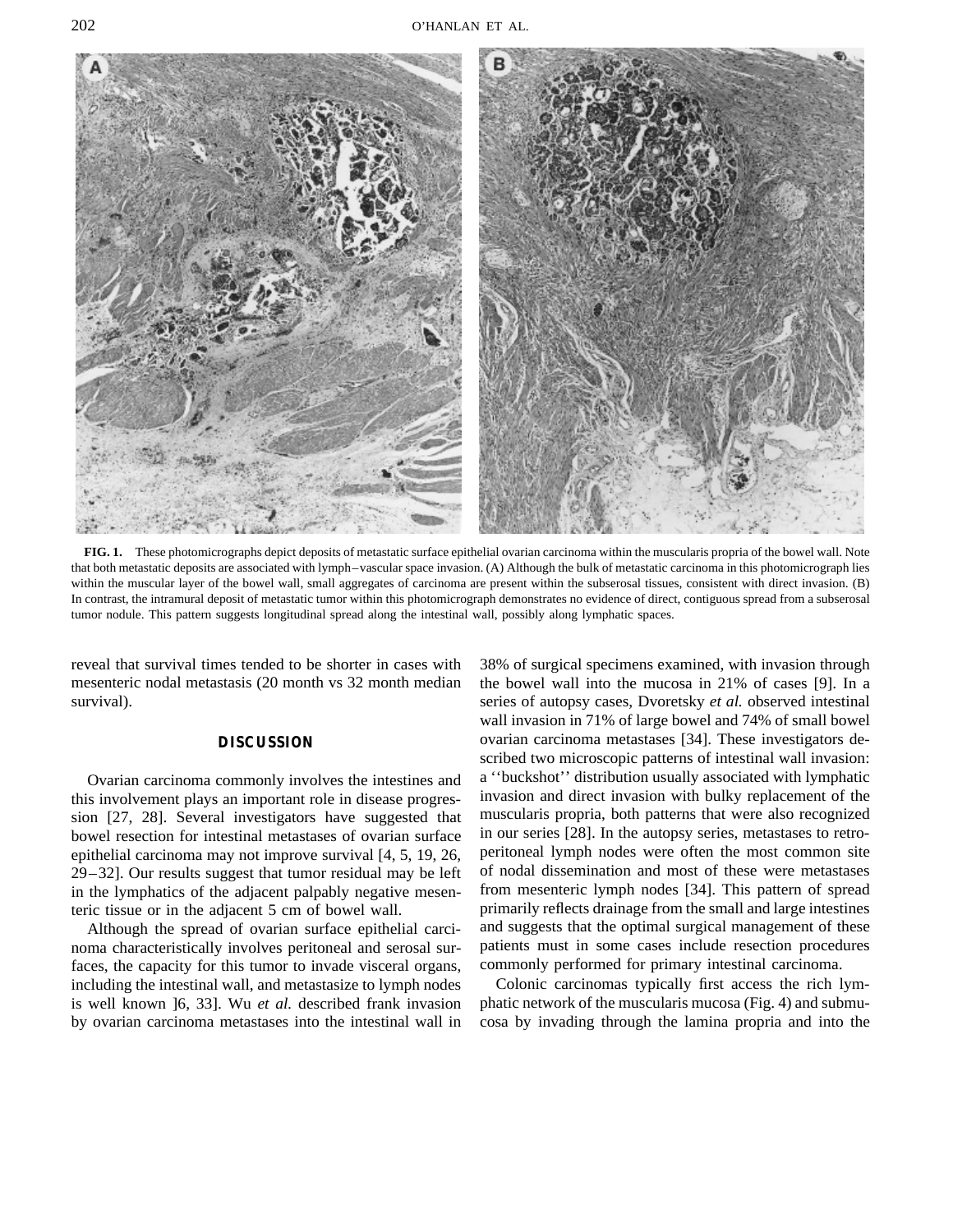**FIG. 1.** These photomicrographs depict deposits of metastatic surface epithelial ovarian carcinoma within the muscularis propria of the bowel wall. Note that both metastatic deposits are associated with lymph–vascular space invasion. (A) Although the bulk of metastatic carcinoma in this photomicrograph lies within the muscular layer of the bowel wall, small aggregates of carcinoma are present within the subserosal tissues, consistent with direct invasion. (B) In contrast, the intramural deposit of metastatic tumor within this photomicrograph demonstrates no evidence of direct, contiguous spread from a subserosal tumor nodule. This pattern suggests longitudinal spread along the intestinal wall, possibly along lymphatic spaces.

reveal that survival times tended to be shorter in cases with mesenteric nodal metastasis (20 month vs 32 month median survival).

## DISCUSSION

Ovarian carcinoma commonly involves the intestines and this involvement plays an important role in disease progression [27, 28]. Several investigators have suggested that bowel resection for intestinal metastases of ovarian surface epithelial carcinoma may not improve survival [4, 5, 19, 26, 29–32]. Our results suggest that tumor residual may be left in the lymphatics of the adjacent palpably negative mesenteric tissue or in the adjacent 5 cm of bowel wall.

Although the spread of ovarian surface epithelial carcinoma characteristically involves peritoneal and serosal surfaces, the capacity for this tumor to invade visceral organs, including the intestinal wall, and metastasize to lymph nodes is well known ]6, 33]. Wu *et al.* described frank invasion by ovarian carcinoma metastases into the intestinal wall in 38% of surgical specimens examined, with invasion through the bowel wall into the mucosa in 21% of cases [9]. In a series of autopsy cases, Dvoretsky *et al.* observed intestinal wall invasion in 71% of large bowel and 74% of small bowel ovarian carcinoma metastases [34]. These investigators described two microscopic patterns of intestinal wall invasion: a ''buckshot'' distribution usually associated with lymphatic invasion and direct invasion with bulky replacement of the muscularis propria, both patterns that were also recognized in our series [28]. In the autopsy series, metastases to retroperitoneal lymph nodes were often the most common site of nodal dissemination and most of these were metastases from mesenteric lymph nodes [34]. This pattern of spread primarily reflects drainage from the small and large intestines and suggests that the optimal surgical management of these patients must in some cases include resection procedures commonly performed for primary intestinal carcinoma.

Colonic carcinomas typically first access the rich lymphatic network of the muscularis mucosa (Fig. 4) and submucosa by invading through the lamina propria and into the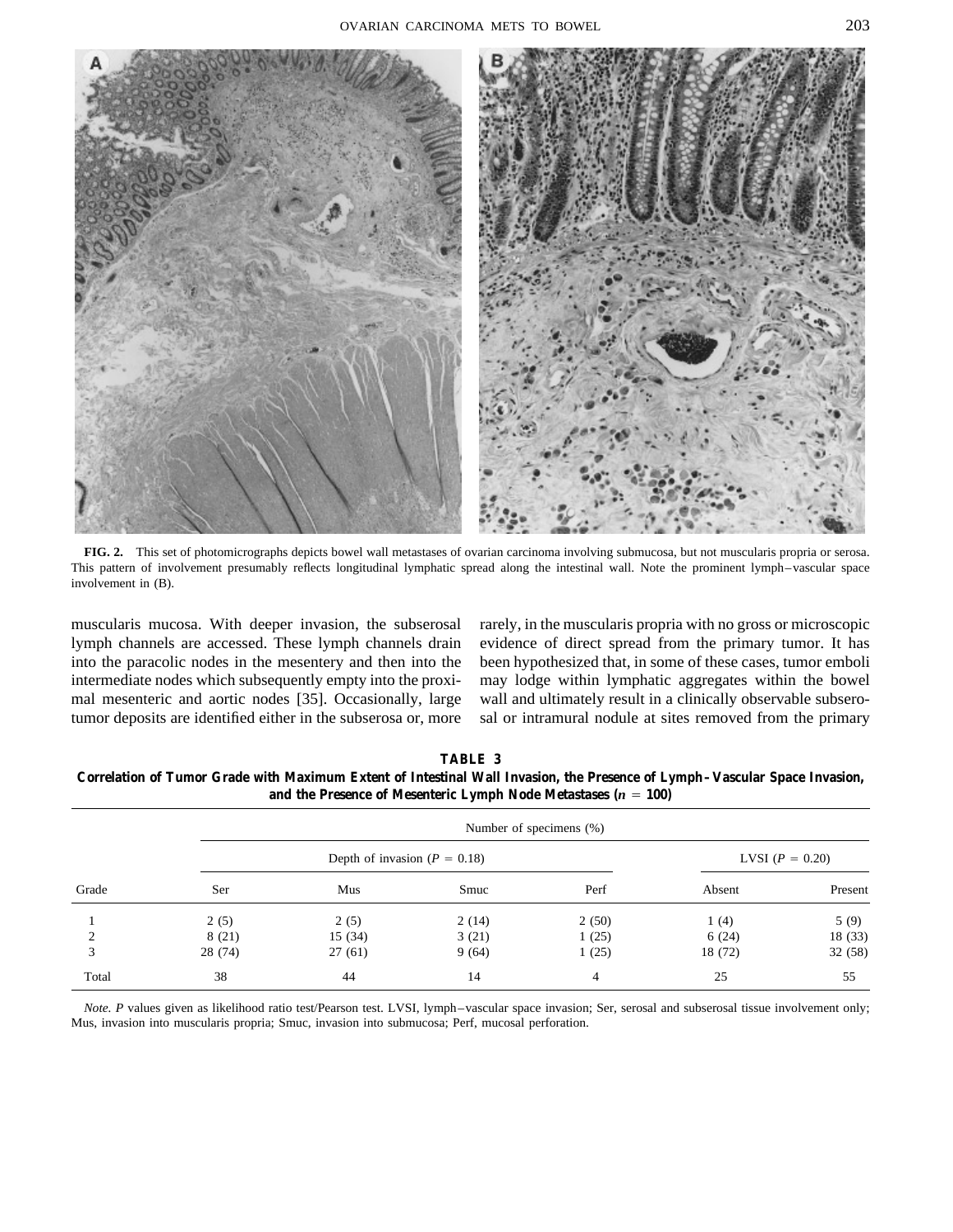**FIG. 2.** This set of photomicrographs depicts bowel wall metastases of ovarian carcinoma involving submucosa, but not muscularis propria or serosa. This pattern of involvement presumably reflects longitudinal lymphatic spread along the intestinal wall. Note the prominent lymph–vascular space involvement in (B).

muscularis mucosa. With deeper invasion, the subserosal lymph channels are accessed. These lymph channels drain into the paracolic nodes in the mesentery and then into the intermediate nodes which subsequently empty into the proximal mesenteric and aortic nodes [35]. Occasionally, large tumor deposits are identified either in the subserosa or, more rarely, in the muscularis propria with no gross or microscopic evidence of direct spread from the primary tumor. It has been hypothesized that, in some of these cases, tumor emboli may lodge within lymphatic aggregates within the bowel wall and ultimately result in a clinically observable subserosal or intramural nodule at sites removed from the primary

**TABLE 3**
**Correlation of Tumor Grade with Maximum Extent of Intestinal Wall Invasion, the Presence of Lymph–Vascular Space Invasion, and the Presence of Mesenteric Lymph Node Metastases ($n = 100$)**

| | Number of specimens (%) | | | | | |
|---|---|---|---|---|---|---|
| | Depth of invasion ($P = 0.18$) | | | | LVSI ($P = 0.20$) | |
| Grade | Ser | Mus | Smuc | Perf | Absent | Present |
| 1 | 2 (5) | 2 (5) | 2 (14) | 2 (50) | 1 (4) | 5 (9) |
| 2 | 8 (21) | 15 (34) | 3 (21) | 1 (25) | 6 (24) | 18 (33) |
| 3 | 28 (74) | 27 (61) | 9 (64) | 1 (25) | 18 (72) | 32 (58) |
| Total | 38 | 44 | 14 | 4 | 25 | 55 |

*Note. P* values given as likelihood ratio test/Pearson test. LVSI, lymph–vascular space invasion; Ser, serosal and subserosal tissue involvement only; Mus, invasion into muscularis propria; Smuc, invasion into submucosa; Perf, mucosal perforation.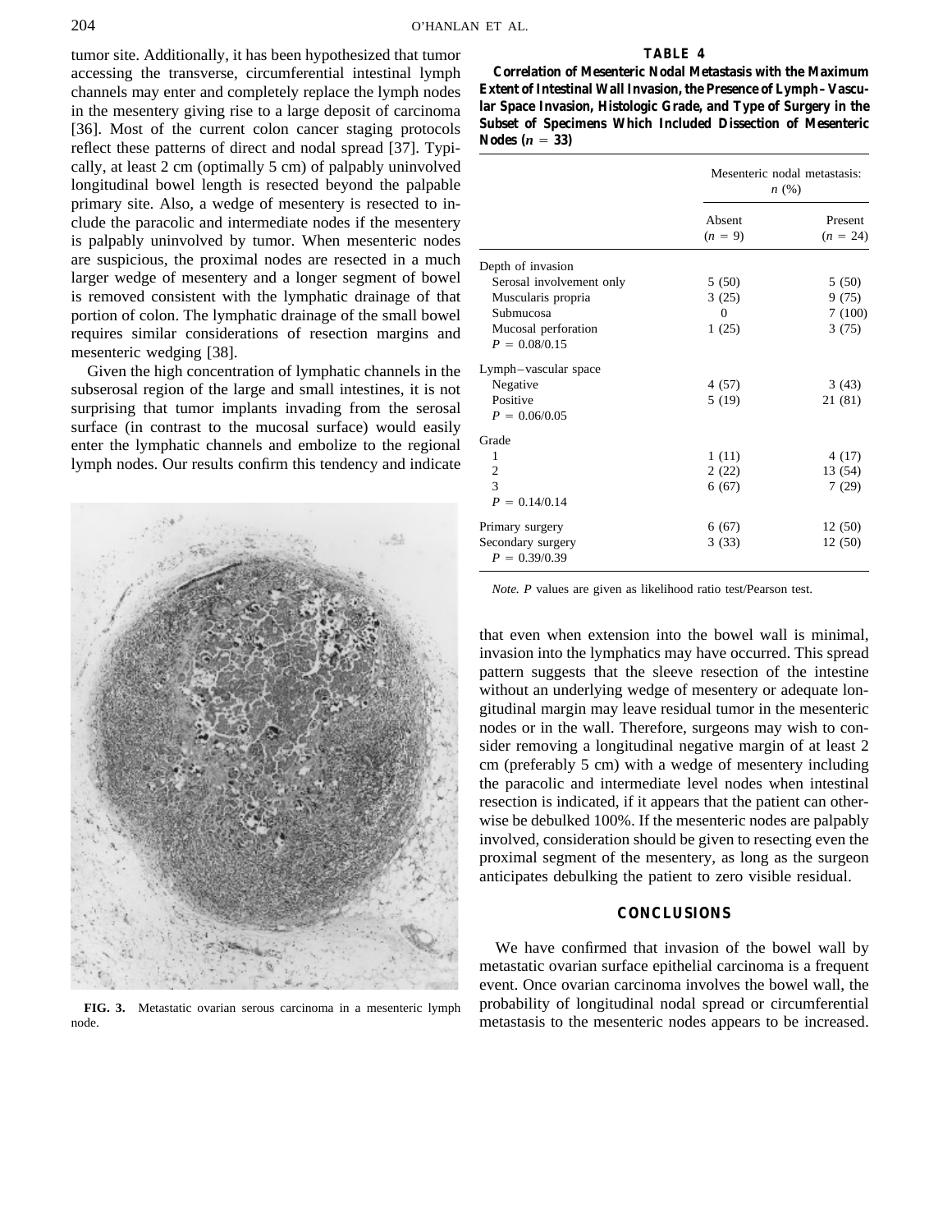tumor site. Additionally, it has been hypothesized that tumor accessing the transverse, circumferential intestinal lymph channels may enter and completely replace the lymph nodes in the mesentery giving rise to a large deposit of carcinoma [36]. Most of the current colon cancer staging protocols reflect these patterns of direct and nodal spread [37]. Typically, at least 2 cm (optimally 5 cm) of palpably uninvolved longitudinal bowel length is resected beyond the palpable primary site. Also, a wedge of mesentery is resected to include the paracolic and intermediate nodes if the mesentery is palpably uninvolved by tumor. When mesenteric nodes are suspicious, the proximal nodes are resected in a much larger wedge of mesentery and a longer segment of bowel is removed consistent with the lymphatic drainage of that portion of colon. The lymphatic drainage of the small bowel requires similar considerations of resection margins and mesenteric wedging [38].

Given the high concentration of lymphatic channels in the subserosal region of the large and small intestines, it is not surprising that tumor implants invading from the serosal surface (in contrast to the mucosal surface) would easily enter the lymphatic channels and embolize to the regional lymph nodes. Our results confirm this tendency and indicate that even when extension into the bowel wall is minimal, invasion into the lymphatics may have occurred. This spread pattern suggests that the sleeve resection of the intestine without an underlying wedge of mesentery or adequate longitudinal margin may leave residual tumor in the mesenteric nodes or in the wall. Therefore, surgeons may wish to consider removing a longitudinal negative margin of at least 2 cm (preferably 5 cm) with a wedge of mesentery including the paracolic and intermediate level nodes when intestinal resection is indicated, if it appears that the patient can otherwise be debulked 100%. If the mesenteric nodes are palpably involved, consideration should be given to resecting even the proximal segment of the mesentery, as long as the surgeon anticipates debulking the patient to zero visible residual.

FIG. 3. Metastatic ovarian serous carcinoma in a mesenteric lymph node.

**TABLE 4**

**Correlation of Mesenteric Nodal Metastasis with the Maximum Extent of Intestinal Wall Invasion, the Presence of Lymph–Vascular Space Invasion, Histologic Grade, and Type of Surgery in the Subset of Specimens Which Included Dissection of Mesenteric Nodes ($n = 33$)**

| | Mesenteric nodal metastasis: $n$ (%) | |
|---|---|---|
| | Absent ($n = 9$) | Present ($n = 24$) |
| Depth of invasion | | |
| Serosal involvement only | 5 (50) | 5 (50) |
| Muscularis propria | 3 (25) | 9 (75) |
| Submucosa | 0 | 7 (100) |
| Mucosal perforation | 1 (25) | 3 (75) |
| $P = 0.08/0.15$ | | |
| Lymph–vascular space | | |
| Negative | 4 (57) | 3 (43) |
| Positive | 5 (19) | 21 (81) |
| $P = 0.06/0.05$ | | |
| Grade | | |
| 1 | 1 (11) | 4 (17) |
| 2 | 2 (22) | 13 (54) |
| 3 | 6 (67) | 7 (29) |
| $P = 0.14/0.14$ | | |
| Primary surgery | 6 (67) | 12 (50) |
| Secondary surgery | 3 (33) | 12 (50) |
| $P = 0.39/0.39$ | | |

*Note.* $P$ values are given as likelihood ratio test/Pearson test.

## CONCLUSIONS

We have confirmed that invasion of the bowel wall by metastatic ovarian surface epithelial carcinoma is a frequent event. Once ovarian carcinoma involves the bowel wall, the probability of longitudinal nodal spread or circumferential metastasis to the mesenteric nodes appears to be increased.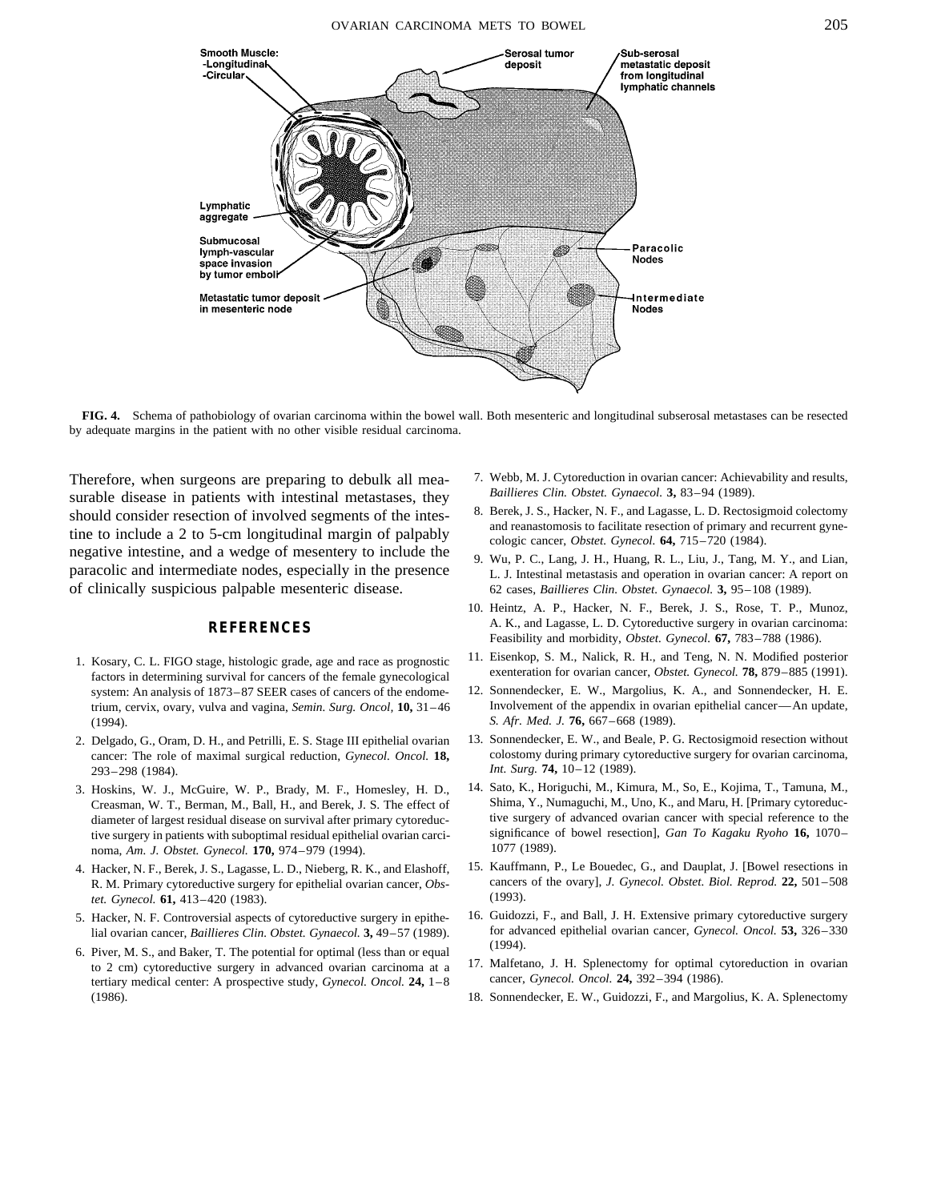FIG. 4. Schema of pathobiology of ovarian carcinoma within the bowel wall. Both mesenteric and longitudinal subserosal metastases can be resected by adequate margins in the patient with no other visible residual carcinoma.

Therefore, when surgeons are preparing to debulk all measurable disease in patients with intestinal metastases, they should consider resection of involved segments of the intestine to include a 2 to 5-cm longitudinal margin of palpably negative intestine, and a wedge of mesentery to include the paracolic and intermediate nodes, especially in the presence of clinically suspicious palpable mesenteric disease.

## REFERENCES

1. Kosary, C. L. FIGO stage, histologic grade, age and race as prognostic factors in determining survival for cancers of the female gynecological system: An analysis of 1873–87 SEER cases of cancers of the endometrium, cervix, ovary, vulva and vagina, *Semin. Surg. Oncol,* **10,** 31–46 (1994).
2. Delgado, G., Oram, D. H., and Petrilli, E. S. Stage III epithelial ovarian cancer: The role of maximal surgical reduction, *Gynecol. Oncol.* **18,** 293–298 (1984).
3. Hoskins, W. J., McGuire, W. P., Brady, M. F., Homesley, H. D., Creasman, W. T., Berman, M., Ball, H., and Berek, J. S. The effect of diameter of largest residual disease on survival after primary cytoreductive surgery in patients with suboptimal residual epithelial ovarian carcinoma, *Am. J. Obstet. Gynecol.* **170,** 974–979 (1994).
4. Hacker, N. F., Berek, J. S., Lagasse, L. D., Nieberg, R. K., and Elashoff, R. M. Primary cytoreductive surgery for epithelial ovarian cancer, *Obstet. Gynecol.* **61,** 413–420 (1983).
5. Hacker, N. F. Controversial aspects of cytoreductive surgery in epithelial ovarian cancer, *Baillieres Clin. Obstet. Gynaecol.* **3,** 49–57 (1989).
6. Piver, M. S., and Baker, T. The potential for optimal (less than or equal to 2 cm) cytoreductive surgery in advanced ovarian carcinoma at a tertiary medical center: A prospective study, *Gynecol. Oncol.* **24,** 1–8 (1986).
7. Webb, M. J. Cytoreduction in ovarian cancer: Achievability and results, *Baillieres Clin. Obstet. Gynaecol.* **3,** 83–94 (1989).
8. Berek, J. S., Hacker, N. F., and Lagasse, L. D. Rectosigmoid colectomy and reanastomosis to facilitate resection of primary and recurrent gynecologic cancer, *Obstet. Gynecol.* **64,** 715–720 (1984).
9. Wu, P. C., Lang, J. H., Huang, R. L., Liu, J., Tang, M. Y., and Lian, L. J. Intestinal metastasis and operation in ovarian cancer: A report on 62 cases, *Baillieres Clin. Obstet. Gynaecol.* **3,** 95–108 (1989).
10. Heintz, A. P., Hacker, N. F., Berek, J. S., Rose, T. P., Munoz, A. K., and Lagasse, L. D. Cytoreductive surgery in ovarian carcinoma: Feasibility and morbidity, *Obstet. Gynecol.* **67,** 783–788 (1986).
11. Eisenkop, S. M., Nalick, R. H., and Teng, N. N. Modified posterior exenteration for ovarian cancer, *Obstet. Gynecol.* **78,** 879–885 (1991).
12. Sonnendecker, E. W., Margolius, K. A., and Sonnendecker, H. E. Involvement of the appendix in ovarian epithelial cancer—An update, *S. Afr. Med. J.* **76,** 667–668 (1989).
13. Sonnendecker, E. W., and Beale, P. G. Rectosigmoid resection without colostomy during primary cytoreductive surgery for ovarian carcinoma, *Int. Surg.* **74,** 10–12 (1989).
14. Sato, K., Horiguchi, M., Kimura, M., So, E., Kojima, T., Tamuna, M., Shima, Y., Numaguchi, M., Uno, K., and Maru, H. [Primary cytoreductive surgery of advanced ovarian cancer with special reference to the significance of bowel resection], *Gan To Kagaku Ryoho* **16,** 1070–1077 (1989).
15. Kauffmann, P., Le Bouedec, G., and Dauplat, J. [Bowel resections in cancers of the ovary], *J. Gynecol. Obstet. Biol. Reprod.* **22,** 501–508 (1993).
16. Guidozzi, F., and Ball, J. H. Extensive primary cytoreductive surgery for advanced epithelial ovarian cancer, *Gynecol. Oncol.* **53,** 326–330 (1994).
17. Malfetano, J. H. Splenectomy for optimal cytoreduction in ovarian cancer, *Gynecol. Oncol.* **24,** 392–394 (1986).
18. Sonnendecker, E. W., Guidozzi, F., and Margolius, K. A. Splenectomy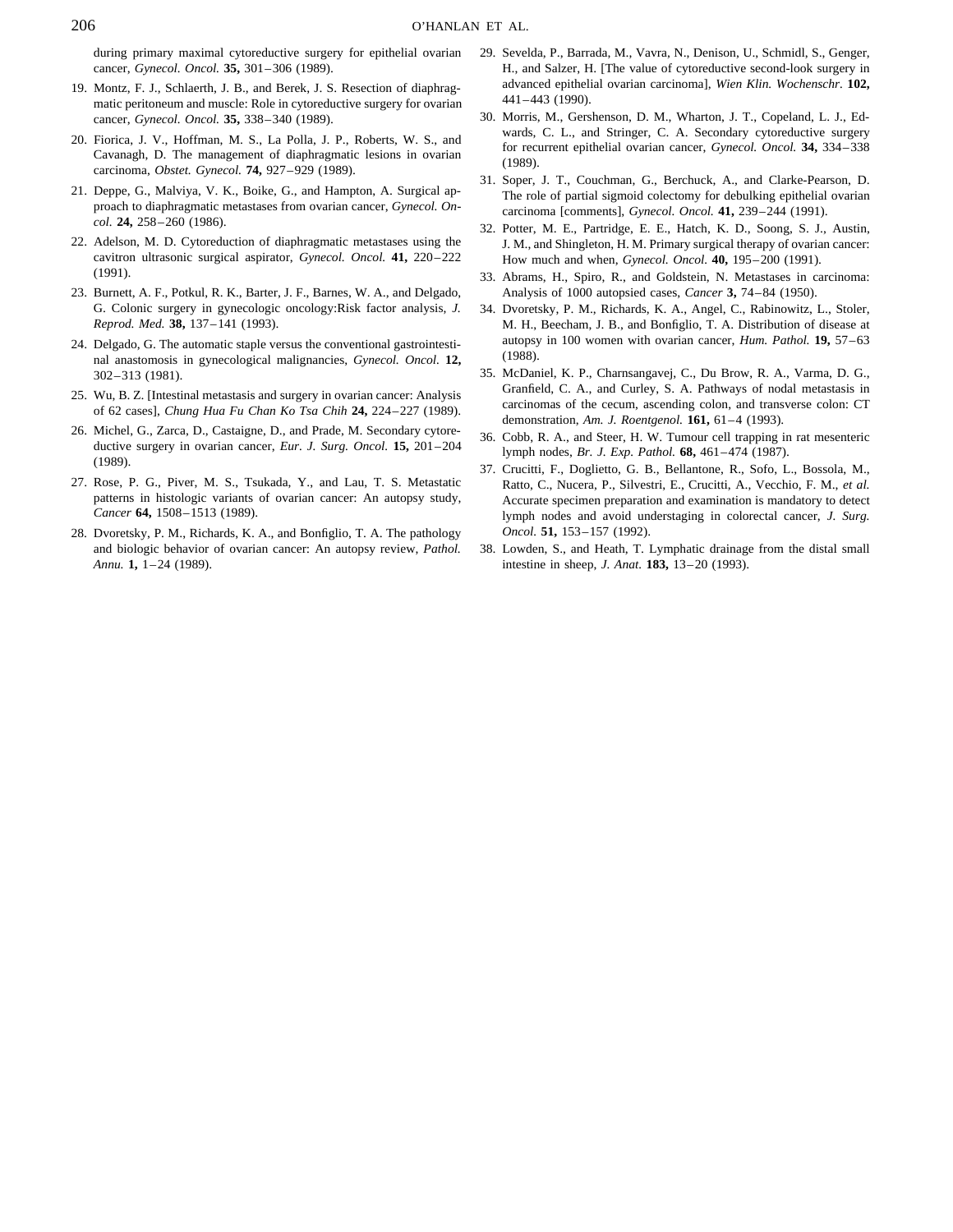during primary maximal cytoreductive surgery for epithelial ovarian cancer, *Gynecol. Oncol.* **35,** 301–306 (1989).

19. Montz, F. J., Schlaerth, J. B., and Berek, J. S. Resection of diaphragmatic peritoneum and muscle: Role in cytoreductive surgery for ovarian cancer, *Gynecol. Oncol.* **35,** 338–340 (1989).
20. Fiorica, J. V., Hoffman, M. S., La Polla, J. P., Roberts, W. S., and Cavanagh, D. The management of diaphragmatic lesions in ovarian carcinoma, *Obstet. Gynecol.* **74,** 927–929 (1989).
21. Deppe, G., Malviya, V. K., Boike, G., and Hampton, A. Surgical approach to diaphragmatic metastases from ovarian cancer, *Gynecol. Oncol.* **24,** 258–260 (1986).
22. Adelson, M. D. Cytoreduction of diaphragmatic metastases using the cavitron ultrasonic surgical aspirator, *Gynecol. Oncol.* **41,** 220–222 (1991).
23. Burnett, A. F., Potkul, R. K., Barter, J. F., Barnes, W. A., and Delgado, G. Colonic surgery in gynecologic oncology:Risk factor analysis, *J. Reprod. Med.* **38,** 137–141 (1993).
24. Delgado, G. The automatic staple versus the conventional gastrointestinal anastomosis in gynecological malignancies, *Gynecol. Oncol.* **12,** 302–313 (1981).
25. Wu, B. Z. [Intestinal metastasis and surgery in ovarian cancer: Analysis of 62 cases], *Chung Hua Fu Chan Ko Tsa Chih* **24,** 224–227 (1989).
26. Michel, G., Zarca, D., Castaigne, D., and Prade, M. Secondary cytoreductive surgery in ovarian cancer, *Eur. J. Surg. Oncol.* **15,** 201–204 (1989).
27. Rose, P. G., Piver, M. S., Tsukada, Y., and Lau, T. S. Metastatic patterns in histologic variants of ovarian cancer: An autopsy study, *Cancer* **64,** 1508–1513 (1989).
28. Dvoretsky, P. M., Richards, K. A., and Bonfiglio, T. A. The pathology and biologic behavior of ovarian cancer: An autopsy review, *Pathol. Annu.* **1,** 1–24 (1989).
29. Sevelda, P., Barrada, M., Vavra, N., Denison, U., Schmidl, S., Genger, H., and Salzer, H. [The value of cytoreductive second-look surgery in advanced epithelial ovarian carcinoma], *Wien Klin. Wochenschr.* **102,** 441–443 (1990).
30. Morris, M., Gershenson, D. M., Wharton, J. T., Copeland, L. J., Edwards, C. L., and Stringer, C. A. Secondary cytoreductive surgery for recurrent epithelial ovarian cancer, *Gynecol. Oncol.* **34,** 334–338 (1989).
31. Soper, J. T., Couchman, G., Berchuck, A., and Clarke-Pearson, D. The role of partial sigmoid colectomy for debulking epithelial ovarian carcinoma [comments], *Gynecol. Oncol.* **41,** 239–244 (1991).
32. Potter, M. E., Partridge, E. E., Hatch, K. D., Soong, S. J., Austin, J. M., and Shingleton, H. M. Primary surgical therapy of ovarian cancer: How much and when, *Gynecol. Oncol.* **40,** 195–200 (1991).
33. Abrams, H., Spiro, R., and Goldstein, N. Metastases in carcinoma: Analysis of 1000 autopsied cases, *Cancer* **3,** 74–84 (1950).
34. Dvoretsky, P. M., Richards, K. A., Angel, C., Rabinowitz, L., Stoler, M. H., Beecham, J. B., and Bonfiglio, T. A. Distribution of disease at autopsy in 100 women with ovarian cancer, *Hum. Pathol.* **19,** 57–63 (1988).
35. McDaniel, K. P., Charnsangavej, C., Du Brow, R. A., Varma, D. G., Granfield, C. A., and Curley, S. A. Pathways of nodal metastasis in carcinomas of the cecum, ascending colon, and transverse colon: CT demonstration, *Am. J. Roentgenol.* **161,** 61–4 (1993).
36. Cobb, R. A., and Steer, H. W. Tumour cell trapping in rat mesenteric lymph nodes, *Br. J. Exp. Pathol.* **68,** 461–474 (1987).
37. Crucitti, F., Doglietto, G. B., Bellantone, R., Sofo, L., Bossola, M., Ratto, C., Nucera, P., Silvestri, E., Crucitti, A., Vecchio, F. M., *et al.* Accurate specimen preparation and examination is mandatory to detect lymph nodes and avoid understaging in colorectal cancer, *J. Surg. Oncol.* **51,** 153–157 (1992).
38. Lowden, S., and Heath, T. Lymphatic drainage from the distal small intestine in sheep, *J. Anat.* **183,** 13–20 (1993).